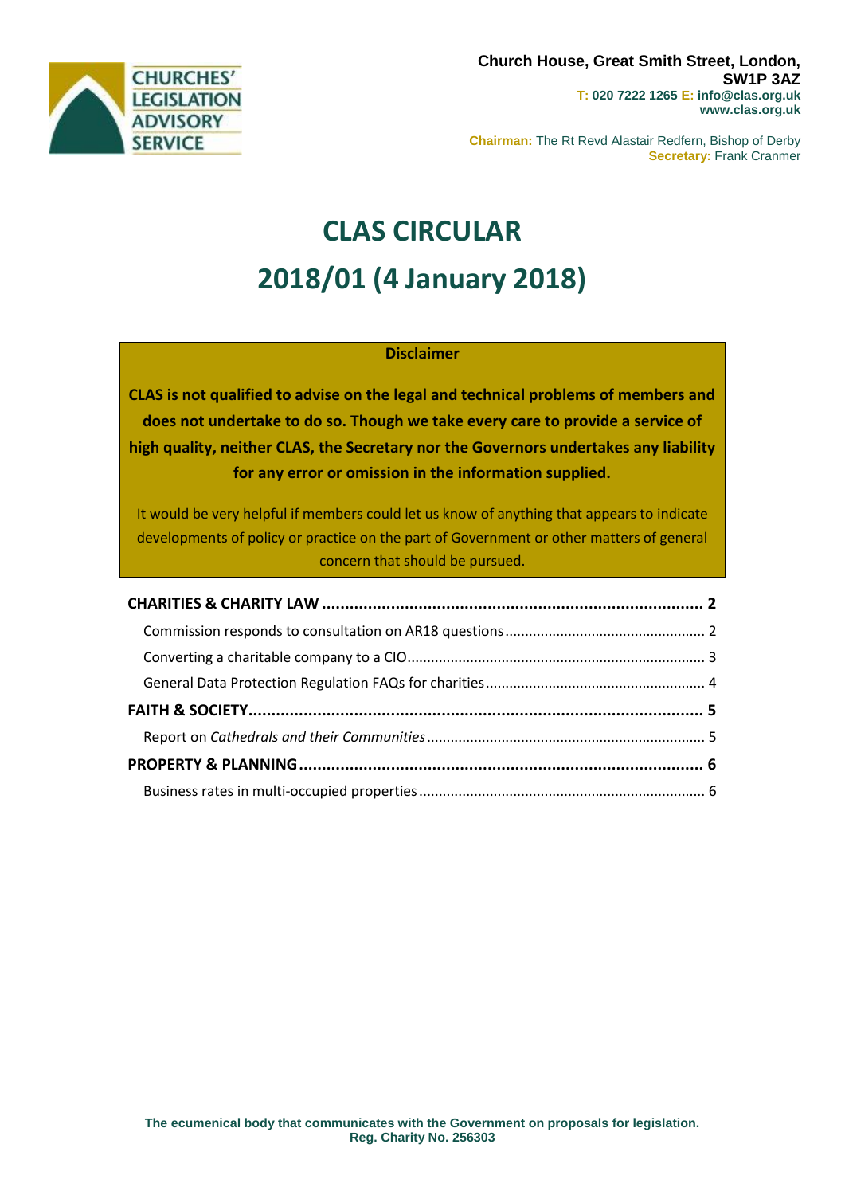Church House, Great Smith Street, London, SW1P 3AZ
T: 020 7222 1265 E: info@clas.org.uk
www.clas.org.uk

Chairman: The Rt Revd Alastair Redfern, Bishop of Derby
Secretary: Frank Cranmer

# CLAS CIRCULAR
# 2018/01 (4 January 2018)

**Disclaimer**

**CLAS is not qualified to advise on the legal and technical problems of members and does not undertake to do so. Though we take every care to provide a service of high quality, neither CLAS, the Secretary nor the Governors undertakes any liability for any error or omission in the information supplied.**

It would be very helpful if members could let us know of anything that appears to indicate developments of policy or practice on the part of Government or other matters of general concern that should be pursued.

**CHARITIES & CHARITY LAW** .... 2
- Commission responds to consultation on AR18 questions .... 2
- Converting a charitable company to a CIO .... 3
- General Data Protection Regulation FAQs for charities .... 4

**FAITH & SOCIETY** .... 5
- Report on *Cathedrals and their Communities* .... 5

**PROPERTY & PLANNING** .... 6
- Business rates in multi-occupied properties .... 6

The ecumenical body that communicates with the Government on proposals for legislation.
Reg. Charity No. 256303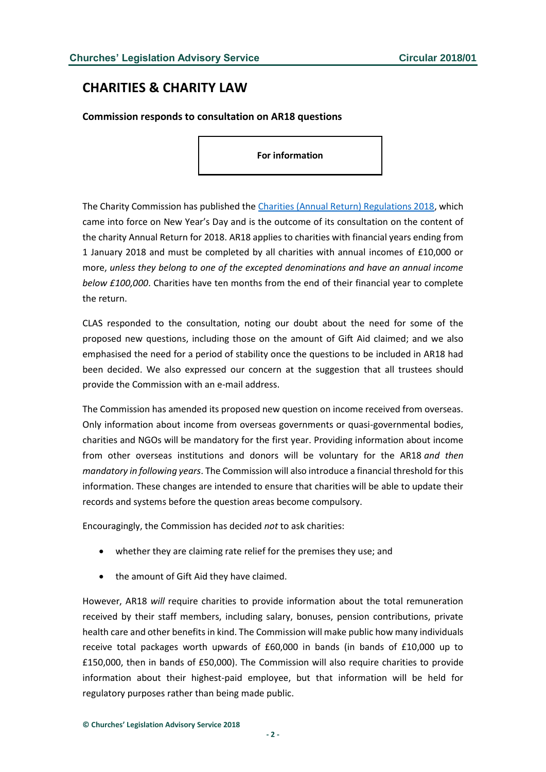## CHARITIES & CHARITY LAW

**Commission responds to consultation on AR18 questions**

**For information**

The Charity Commission has published the [Charities (Annual Return) Regulations 2018](), which came into force on New Year's Day and is the outcome of its consultation on the content of the charity Annual Return for 2018. AR18 applies to charities with financial years ending from 1 January 2018 and must be completed by all charities with annual incomes of £10,000 or more, *unless they belong to one of the excepted denominations and have an annual income below £100,000*. Charities have ten months from the end of their financial year to complete the return.

CLAS responded to the consultation, noting our doubt about the need for some of the proposed new questions, including those on the amount of Gift Aid claimed; and we also emphasised the need for a period of stability once the questions to be included in AR18 had been decided. We also expressed our concern at the suggestion that all trustees should provide the Commission with an e-mail address.

The Commission has amended its proposed new question on income received from overseas. Only information about income from overseas governments or quasi-governmental bodies, charities and NGOs will be mandatory for the first year. Providing information about income from other overseas institutions and donors will be voluntary for the AR18 *and then mandatory in following years*. The Commission will also introduce a financial threshold for this information. These changes are intended to ensure that charities will be able to update their records and systems before the question areas become compulsory.

Encouragingly, the Commission has decided *not* to ask charities:

- whether they are claiming rate relief for the premises they use; and
- the amount of Gift Aid they have claimed.

However, AR18 *will* require charities to provide information about the total remuneration received by their staff members, including salary, bonuses, pension contributions, private health care and other benefits in kind. The Commission will make public how many individuals receive total packages worth upwards of £60,000 in bands (in bands of £10,000 up to £150,000, then in bands of £50,000). The Commission will also require charities to provide information about their highest-paid employee, but that information will be held for regulatory purposes rather than being made public.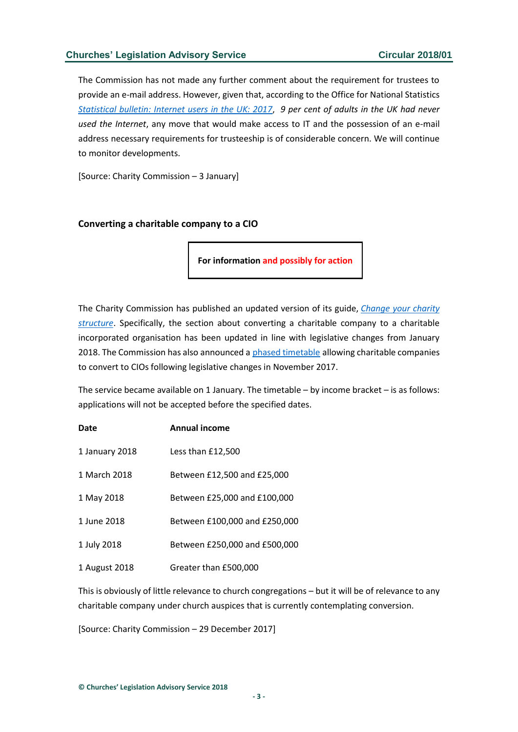The Commission has not made any further comment about the requirement for trustees to provide an e-mail address. However, given that, according to the Office for National Statistics *Statistical bulletin: Internet users in the UK: 2017*, *9 per cent of adults in the UK had never used the Internet*, any move that would make access to IT and the possession of an e-mail address necessary requirements for trusteeship is of considerable concern. We will continue to monitor developments.

[Source: Charity Commission – 3 January]

### Converting a charitable company to a CIO

**For information and possibly for action**

The Charity Commission has published an updated version of its guide, *Change your charity structure*. Specifically, the section about converting a charitable company to a charitable incorporated organisation has been updated in line with legislative changes from January 2018. The Commission has also announced a phased timetable allowing charitable companies to convert to CIOs following legislative changes in November 2017.

The service became available on 1 January. The timetable – by income bracket – is as follows: applications will not be accepted before the specified dates.

| Date | Annual income |
|---|---|
| 1 January 2018 | Less than £12,500 |
| 1 March 2018 | Between £12,500 and £25,000 |
| 1 May 2018 | Between £25,000 and £100,000 |
| 1 June 2018 | Between £100,000 and £250,000 |
| 1 July 2018 | Between £250,000 and £500,000 |
| 1 August 2018 | Greater than £500,000 |

This is obviously of little relevance to church congregations – but it will be of relevance to any charitable company under church auspices that is currently contemplating conversion.

[Source: Charity Commission – 29 December 2017]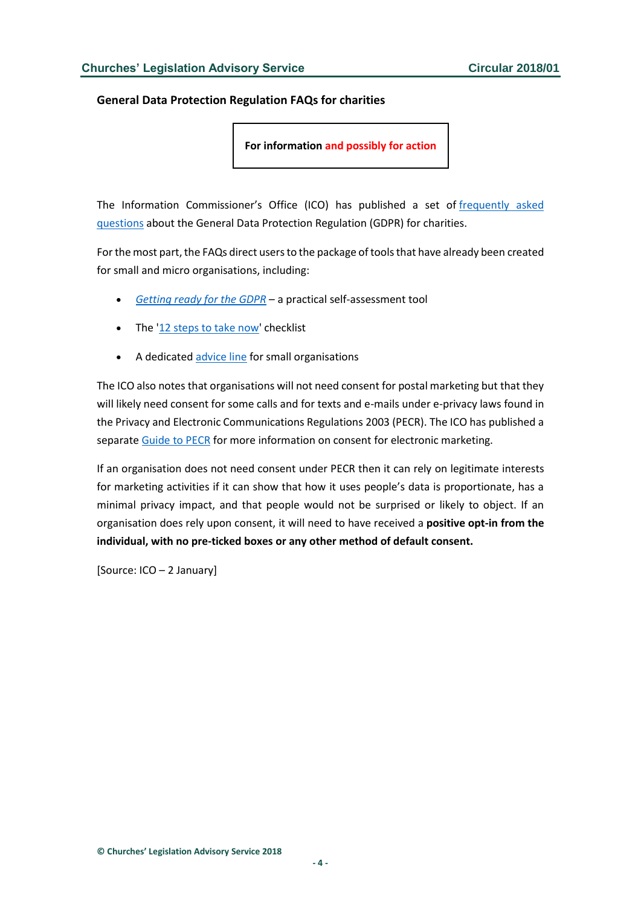## General Data Protection Regulation FAQs for charities

**For information and possibly for action**

The Information Commissioner's Office (ICO) has published a set of frequently asked questions about the General Data Protection Regulation (GDPR) for charities.

For the most part, the FAQs direct users to the package of tools that have already been created for small and micro organisations, including:

- *Getting ready for the GDPR* – a practical self-assessment tool
- The '12 steps to take now' checklist
- A dedicated advice line for small organisations

The ICO also notes that organisations will not need consent for postal marketing but that they will likely need consent for some calls and for texts and e-mails under e-privacy laws found in the Privacy and Electronic Communications Regulations 2003 (PECR). The ICO has published a separate Guide to PECR for more information on consent for electronic marketing.

If an organisation does not need consent under PECR then it can rely on legitimate interests for marketing activities if it can show that how it uses people's data is proportionate, has a minimal privacy impact, and that people would not be surprised or likely to object. If an organisation does rely upon consent, it will need to have received a **positive opt-in from the individual, with no pre-ticked boxes or any other method of default consent.**

[Source: ICO – 2 January]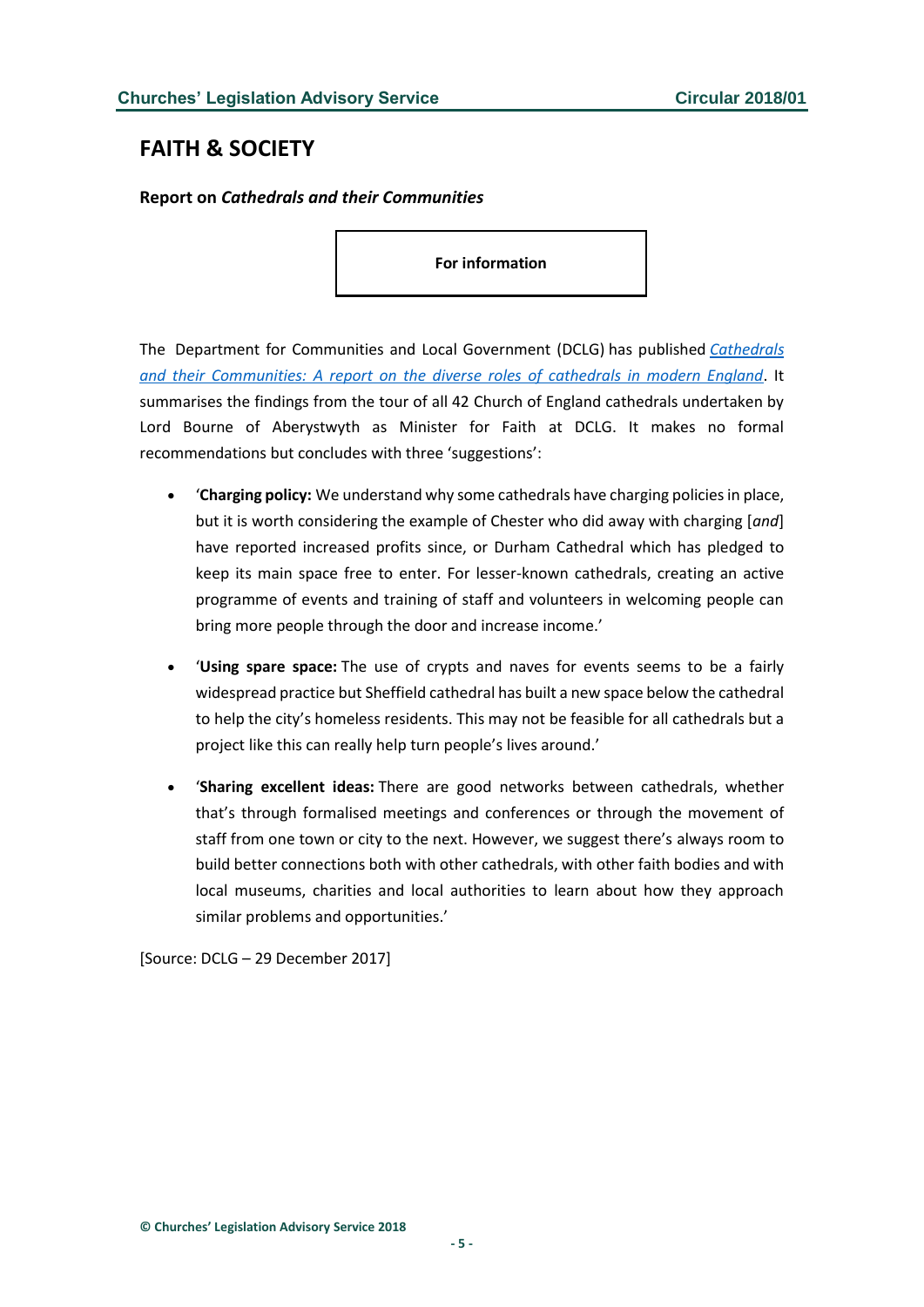## FAITH & SOCIETY

**Report on *Cathedrals and their Communities***

**For information**

The Department for Communities and Local Government (DCLG) has published *Cathedrals and their Communities: A report on the diverse roles of cathedrals in modern England*. It summarises the findings from the tour of all 42 Church of England cathedrals undertaken by Lord Bourne of Aberystwyth as Minister for Faith at DCLG. It makes no formal recommendations but concludes with three 'suggestions':

- '**Charging policy:** We understand why some cathedrals have charging policies in place, but it is worth considering the example of Chester who did away with charging [*and*] have reported increased profits since, or Durham Cathedral which has pledged to keep its main space free to enter. For lesser-known cathedrals, creating an active programme of events and training of staff and volunteers in welcoming people can bring more people through the door and increase income.'
- '**Using spare space:** The use of crypts and naves for events seems to be a fairly widespread practice but Sheffield cathedral has built a new space below the cathedral to help the city's homeless residents. This may not be feasible for all cathedrals but a project like this can really help turn people's lives around.'
- '**Sharing excellent ideas:** There are good networks between cathedrals, whether that's through formalised meetings and conferences or through the movement of staff from one town or city to the next. However, we suggest there's always room to build better connections both with other cathedrals, with other faith bodies and with local museums, charities and local authorities to learn about how they approach similar problems and opportunities.'

[Source: DCLG – 29 December 2017]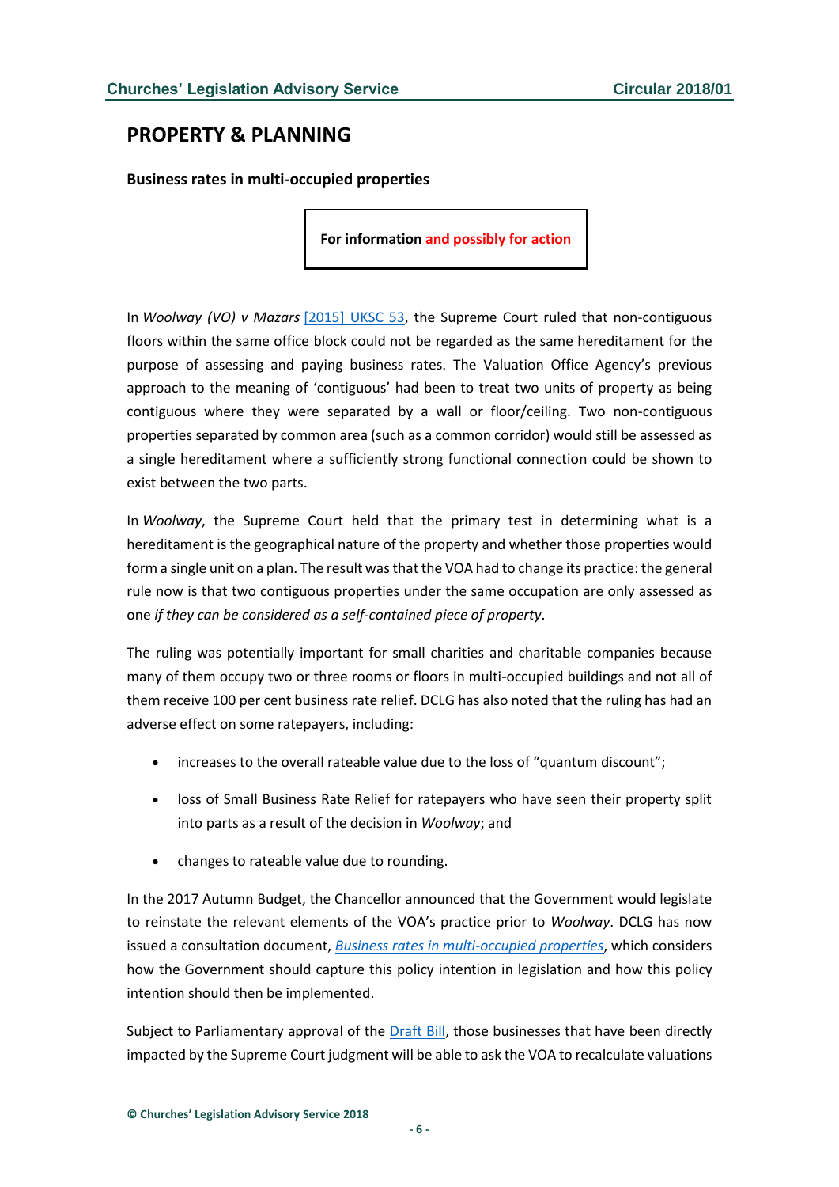## PROPERTY & PLANNING

### Business rates in multi-occupied properties

**For information and possibly for action**

In *Woolway (VO) v Mazars* [2015] UKSC 53, the Supreme Court ruled that non-contiguous floors within the same office block could not be regarded as the same hereditament for the purpose of assessing and paying business rates. The Valuation Office Agency's previous approach to the meaning of 'contiguous' had been to treat two units of property as being contiguous where they were separated by a wall or floor/ceiling. Two non-contiguous properties separated by common area (such as a common corridor) would still be assessed as a single hereditament where a sufficiently strong functional connection could be shown to exist between the two parts.

In *Woolway*, the Supreme Court held that the primary test in determining what is a hereditament is the geographical nature of the property and whether those properties would form a single unit on a plan. The result was that the VOA had to change its practice: the general rule now is that two contiguous properties under the same occupation are only assessed as one *if they can be considered as a self-contained piece of property*.

The ruling was potentially important for small charities and charitable companies because many of them occupy two or three rooms or floors in multi-occupied buildings and not all of them receive 100 per cent business rate relief. DCLG has also noted that the ruling has had an adverse effect on some ratepayers, including:

- increases to the overall rateable value due to the loss of "quantum discount";
- loss of Small Business Rate Relief for ratepayers who have seen their property split into parts as a result of the decision in *Woolway*; and
- changes to rateable value due to rounding.

In the 2017 Autumn Budget, the Chancellor announced that the Government would legislate to reinstate the relevant elements of the VOA's practice prior to *Woolway*. DCLG has now issued a consultation document, *Business rates in multi-occupied properties*, which considers how the Government should capture this policy intention in legislation and how this policy intention should then be implemented.

Subject to Parliamentary approval of the Draft Bill, those businesses that have been directly impacted by the Supreme Court judgment will be able to ask the VOA to recalculate valuations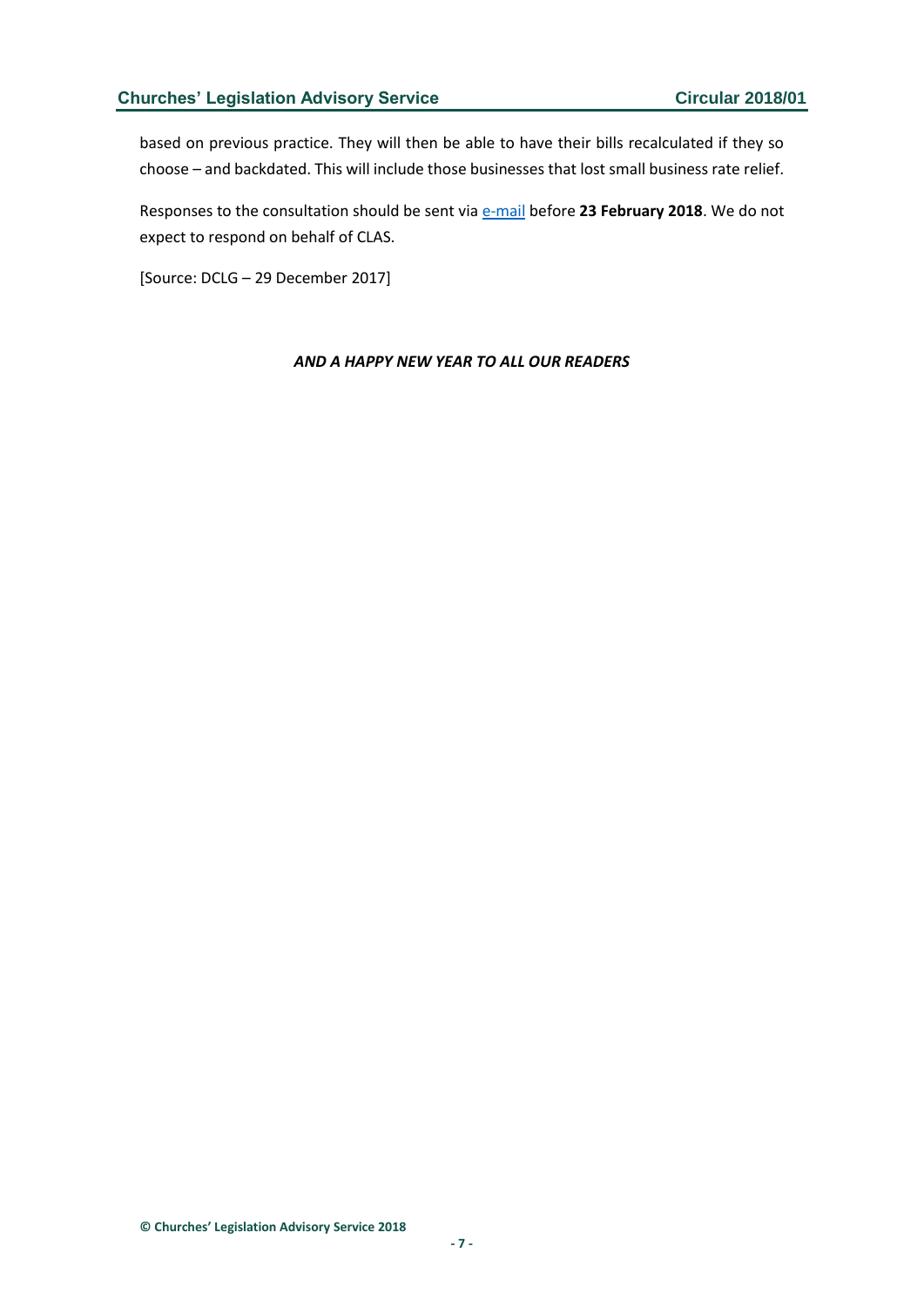based on previous practice. They will then be able to have their bills recalculated if they so choose – and backdated. This will include those businesses that lost small business rate relief.

Responses to the consultation should be sent via e-mail before **23 February 2018**. We do not expect to respond on behalf of CLAS.

[Source: DCLG – 29 December 2017]

***AND A HAPPY NEW YEAR TO ALL OUR READERS***

**© Churches' Legislation Advisory Service 2018**